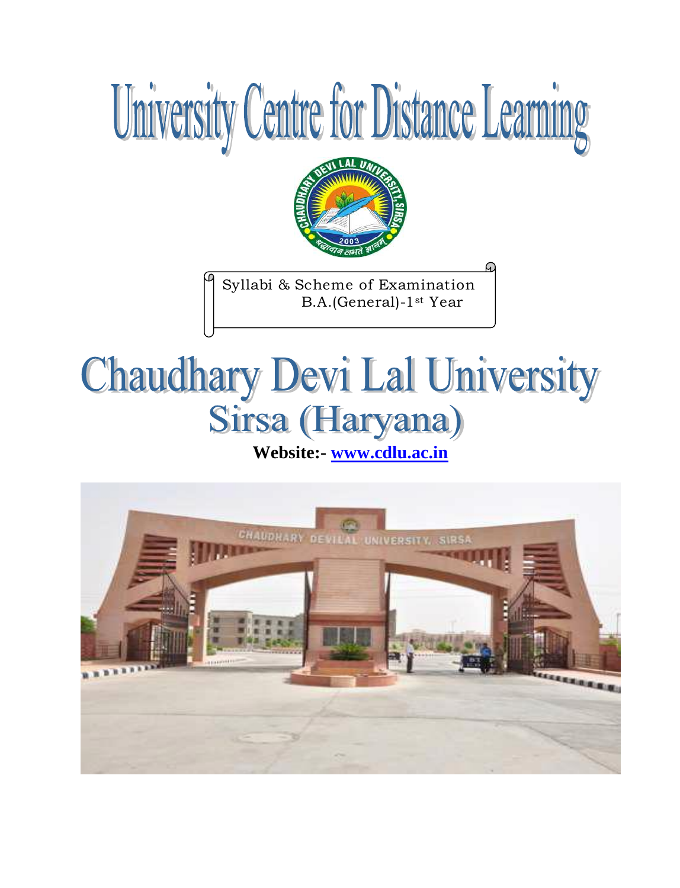# University Centre for Distance Learning

Syllabi & Scheme of Examination
B.A.(General)-1st Year

# Chaudhary Devi Lal University
## Sirsa (Haryana)

**Website:- www.cdlu.ac.in**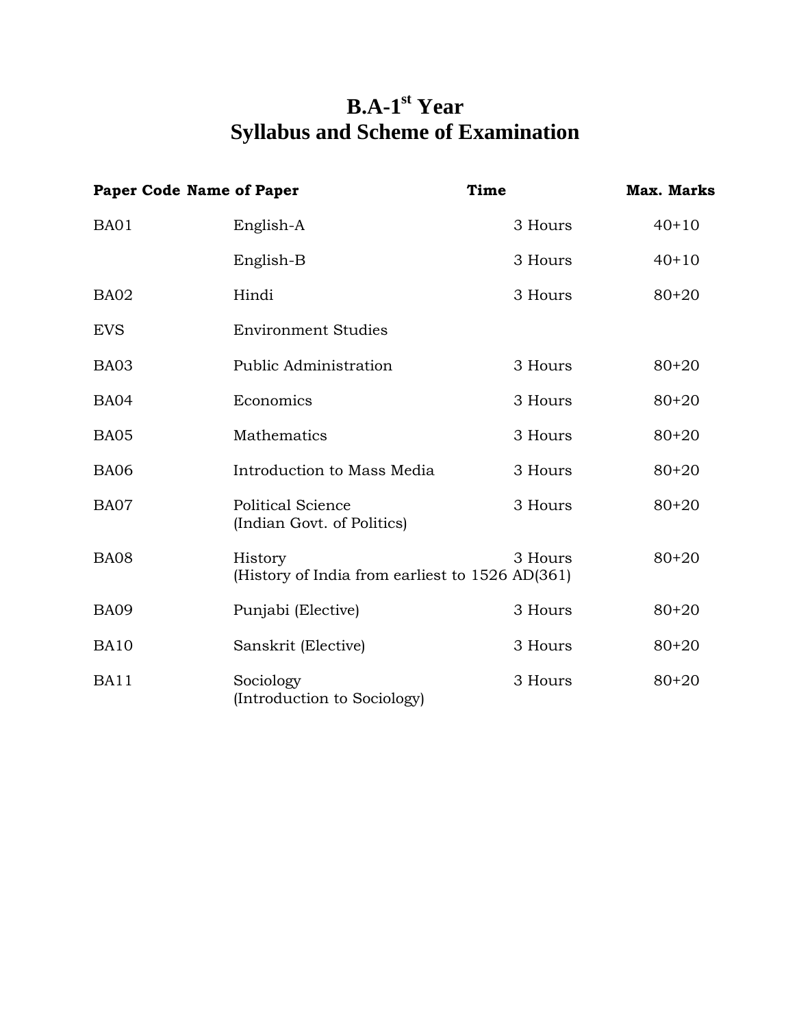# B.A-1st Year
# Syllabus and Scheme of Examination

| Paper Code | Name of Paper | Time | Max. Marks |
|---|---|---|---|
| BA01 | English-A | 3 Hours | 40+10 |
| | English-B | 3 Hours | 40+10 |
| BA02 | Hindi | 3 Hours | 80+20 |
| EVS | Environment Studies | | |
| BA03 | Public Administration | 3 Hours | 80+20 |
| BA04 | Economics | 3 Hours | 80+20 |
| BA05 | Mathematics | 3 Hours | 80+20 |
| BA06 | Introduction to Mass Media | 3 Hours | 80+20 |
| BA07 | Political Science (Indian Govt. of Politics) | 3 Hours | 80+20 |
| BA08 | History (History of India from earliest to 1526 AD(361) | 3 Hours | 80+20 |
| BA09 | Punjabi (Elective) | 3 Hours | 80+20 |
| BA10 | Sanskrit (Elective) | 3 Hours | 80+20 |
| BA11 | Sociology (Introduction to Sociology) | 3 Hours | 80+20 |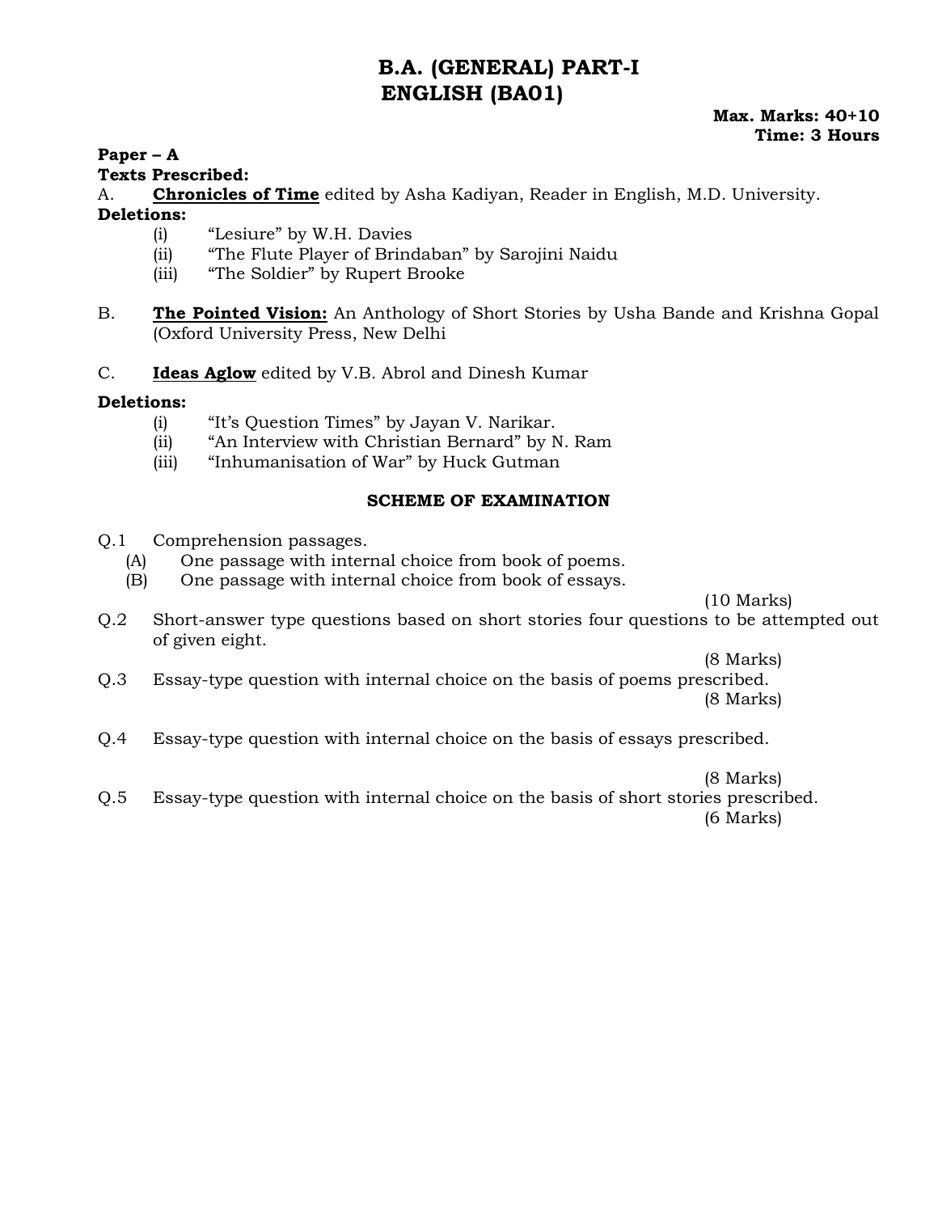# B.A. (GENERAL) PART-I
# ENGLISH (BA01)

**Max. Marks: 40+10**
**Time: 3 Hours**

**Paper – A**

**Texts Prescribed:**

A. **Chronicles of Time** edited by Asha Kadiyan, Reader in English, M.D. University.

**Deletions:**

- (i) "Lesiure" by W.H. Davies
- (ii) "The Flute Player of Brindaban" by Sarojini Naidu
- (iii) "The Soldier" by Rupert Brooke

B. **The Pointed Vision:** An Anthology of Short Stories by Usha Bande and Krishna Gopal (Oxford University Press, New Delhi

C. **Ideas Aglow** edited by V.B. Abrol and Dinesh Kumar

**Deletions:**

- (i) "It's Question Times" by Jayan V. Narikar.
- (ii) "An Interview with Christian Bernard" by N. Ram
- (iii) "Inhumanisation of War" by Huck Gutman

## SCHEME OF EXAMINATION

Q.1 Comprehension passages.
- (A) One passage with internal choice from book of poems.
- (B) One passage with internal choice from book of essays.

(10 Marks)

Q.2 Short-answer type questions based on short stories four questions to be attempted out of given eight.

(8 Marks)

Q.3 Essay-type question with internal choice on the basis of poems prescribed.

(8 Marks)

Q.4 Essay-type question with internal choice on the basis of essays prescribed.

(8 Marks)

Q.5 Essay-type question with internal choice on the basis of short stories prescribed.

(6 Marks)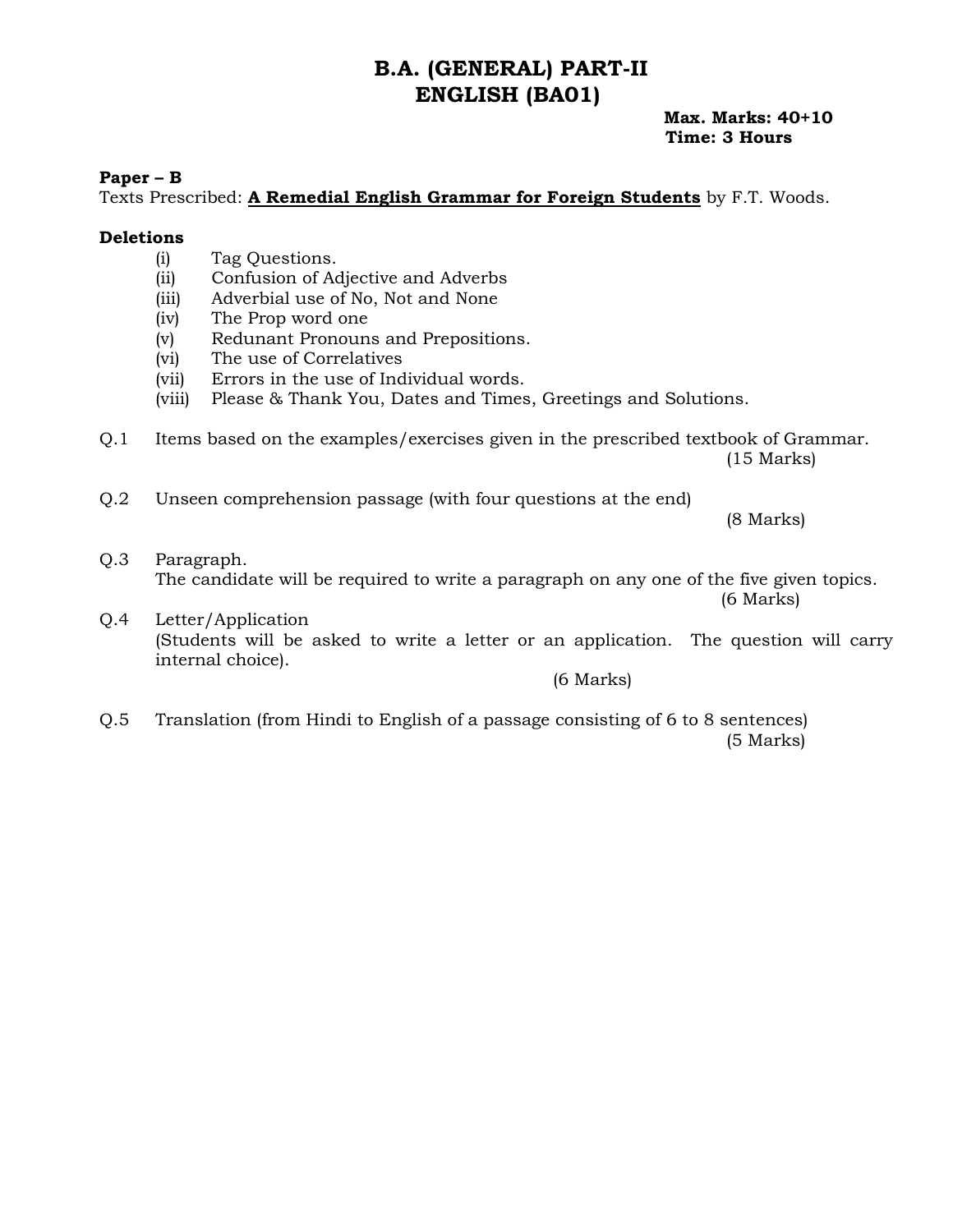# B.A. (GENERAL) PART-II
# ENGLISH (BA01)

**Max. Marks: 40+10**
**Time: 3 Hours**

**Paper – B**

Texts Prescribed: **<u>A Remedial English Grammar for Foreign Students</u>** by F.T. Woods.

**Deletions**

- (i) Tag Questions.
- (ii) Confusion of Adjective and Adverbs
- (iii) Adverbial use of No, Not and None
- (iv) The Prop word one
- (v) Redunant Pronouns and Prepositions.
- (vi) The use of Correlatives
- (vii) Errors in the use of Individual words.
- (viii) Please & Thank You, Dates and Times, Greetings and Solutions.

Q.1 Items based on the examples/exercises given in the prescribed textbook of Grammar. (15 Marks)

Q.2 Unseen comprehension passage (with four questions at the end) (8 Marks)

Q.3 Paragraph.
The candidate will be required to write a paragraph on any one of the five given topics. (6 Marks)

Q.4 Letter/Application
(Students will be asked to write a letter or an application. The question will carry internal choice). (6 Marks)

Q.5 Translation (from Hindi to English of a passage consisting of 6 to 8 sentences) (5 Marks)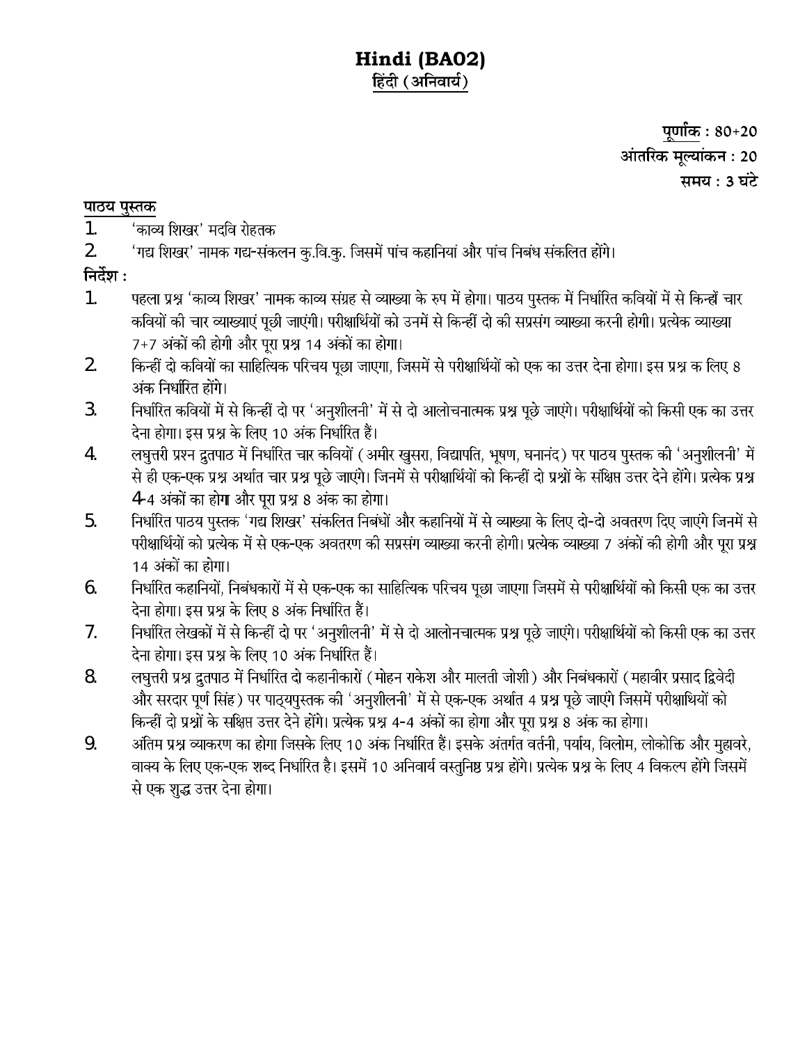# Hindi (BA02)

## हिंदी (अनिवार्य)

**पूर्णांक** : 80+20
**आंतरिक मूल्यांकन** : 20
**समय** : 3 घंटे

**पाठय पुस्तक**

1. 'काव्य शिखर' मदवि रोहतक
2. 'गद्य शिखर' नामक गद्य-संकलन कु.वि.कु. जिसमें पांच कहानियां और पांच निबंध संकलित होंगे।

**निर्देश :**

1. पहला प्रश्न 'काव्य शिखर' नामक काव्य संग्रह से व्याख्या के रुप में होगा। पाठय पुस्तक में निर्धारित कवियों में से किन्हीं चार कवियों की चार व्याख्याएं पूछी जाएंगी। परीक्षार्थियों को उनमें से किन्हीं दो की सप्रसंग व्याख्या करनी होगी। प्रत्येक व्याख्या 7+7 अंकों की होगी और पूरा प्रश्न 14 अंकों का होगा।
2. किन्हीं दो कवियों का साहित्यिक परिचय पूछा जाएगा, जिसमें से परीक्षार्थियों को एक का उत्तर देना होगा। इस प्रश्न क लिए 8 अंक निर्धारित होंगे।
3. निर्धारित कवियों में से किन्हीं दो पर 'अनुशीलनी' में से दो आलोचनात्मक प्रश्न पूछे जाएंगे। परीक्षार्थियों को किसी एक का उत्तर देना होगा। इस प्रश्न के लिए 10 अंक निर्धारित हैं।
4. लघुत्तरी प्रश्न द्रुतपाठ में निर्धारित चार कवियों (अमीर खुसरा, विद्यापति, भूषण, घनानंद) पर पाठय पुस्तक की 'अनुशीलनी' में से ही एक-एक प्रश्न अर्थात चार प्रश्न पूछे जाएंगे। जिनमें से परीक्षार्थियों को किन्हीं दो प्रश्नों के संक्षिप्त उत्तर देने होंगे। प्रत्येक प्रश्न 4-4 अंकों का होगा और पूरा प्रश्न 8 अंक का होगा।
5. निर्धारित पाठय पुस्तक 'गद्य शिखर' संकलित निबंधों और कहानियों में से व्याख्या के लिए दो-दो अवतरण दिए जाएंगे जिनमें से परीक्षार्थियों को प्रत्येक में से एक-एक अवतरण की सप्रसंग व्याख्या करनी होगी। प्रत्येक व्याख्या 7 अंकों की होगी और पूरा प्रश्न 14 अंकों का होगा।
6. निर्धारित कहानियों, निबंधकारों में से एक-एक का साहित्यिक परिचय पूछा जाएगा जिसमें से परीक्षार्थियों को किसी एक का उत्तर देना होगा। इस प्रश्न के लिए 8 अंक निर्धारित हैं।
7. निर्धारित लेखकों में से किन्हीं दो पर 'अनुशीलनी' में से दो आलोनचात्मक प्रश्न पूछे जाएंगे। परीक्षार्थियों को किसी एक का उत्तर देना होगा। इस प्रश्न के लिए 10 अंक निर्धारित हैं।
8. लघुत्तरी प्रश्न द्रुतपाठ में निर्धारित दो कहानीकारों (मोहन राकेश और मालती जोशी) और निबंधकारों (महावीर प्रसाद द्विवेदी और सरदार पूर्ण सिंह) पर पाठ्यपुस्तक की 'अनुशीलनी' में से एक-एक अर्थात 4 प्रश्न पूछे जाएंगे जिसमें परीक्षार्थियों को किन्हीं दो प्रश्नों के संक्षिप्त उत्तर देने होंगे। प्रत्येक प्रश्न 4-4 अंकों का होगा और पूरा प्रश्न 8 अंक का होगा।
9. अंतिम प्रश्न व्याकरण का होगा जिसके लिए 10 अंक निर्धारित हैं। इसके अंतर्गत वर्तनी, पर्याय, विलोम, लोकोक्ति और मुहावरे, वाक्य के लिए एक-एक शब्द निर्धारित है। इसमें 10 अनिवार्य वस्तुनिष्ठ प्रश्न होंगे। प्रत्येक प्रश्न के लिए 4 विकल्प होंगे जिसमें से एक शुद्ध उत्तर देना होगा।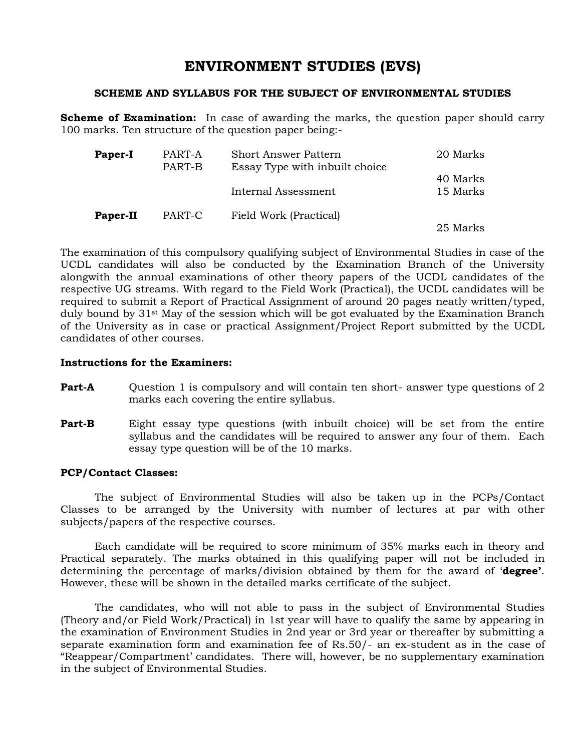# ENVIRONMENT STUDIES (EVS)

### SCHEME AND SYLLABUS FOR THE SUBJECT OF ENVIRONMENTAL STUDIES

**Scheme of Examination:** In case of awarding the marks, the question paper should carry 100 marks. Ten structure of the question paper being:-

| | | | |
|---|---|---|---|
| **Paper-I** | PART-A | Short Answer Pattern | 20 Marks |
| | PART-B | Essay Type with inbuilt choice | 40 Marks |
| | | Internal Assessment | 15 Marks |
| **Paper-II** | PART-C | Field Work (Practical) | 25 Marks |

The examination of this compulsory qualifying subject of Environmental Studies in case of the UCDL candidates will also be conducted by the Examination Branch of the University alongwith the annual examinations of other theory papers of the UCDL candidates of the respective UG streams. With regard to the Field Work (Practical), the UCDL candidates will be required to submit a Report of Practical Assignment of around 20 pages neatly written/typed, duly bound by 31st May of the session which will be got evaluated by the Examination Branch of the University as in case or practical Assignment/Project Report submitted by the UCDL candidates of other courses.

**Instructions for the Examiners:**

**Part-A** Question 1 is compulsory and will contain ten short- answer type questions of 2 marks each covering the entire syllabus.

**Part-B** Eight essay type questions (with inbuilt choice) will be set from the entire syllabus and the candidates will be required to answer any four of them. Each essay type question will be of the 10 marks.

**PCP/Contact Classes:**

The subject of Environmental Studies will also be taken up in the PCPs/Contact Classes to be arranged by the University with number of lectures at par with other subjects/papers of the respective courses.

Each candidate will be required to score minimum of 35% marks each in theory and Practical separately. The marks obtained in this qualifying paper will not be included in determining the percentage of marks/division obtained by them for the award of '**degree'**. However, these will be shown in the detailed marks certificate of the subject.

The candidates, who will not able to pass in the subject of Environmental Studies (Theory and/or Field Work/Practical) in 1st year will have to qualify the same by appearing in the examination of Environment Studies in 2nd year or 3rd year or thereafter by submitting a separate examination form and examination fee of Rs.50/- an ex-student as in the case of "Reappear/Compartment' candidates. There will, however, be no supplementary examination in the subject of Environmental Studies.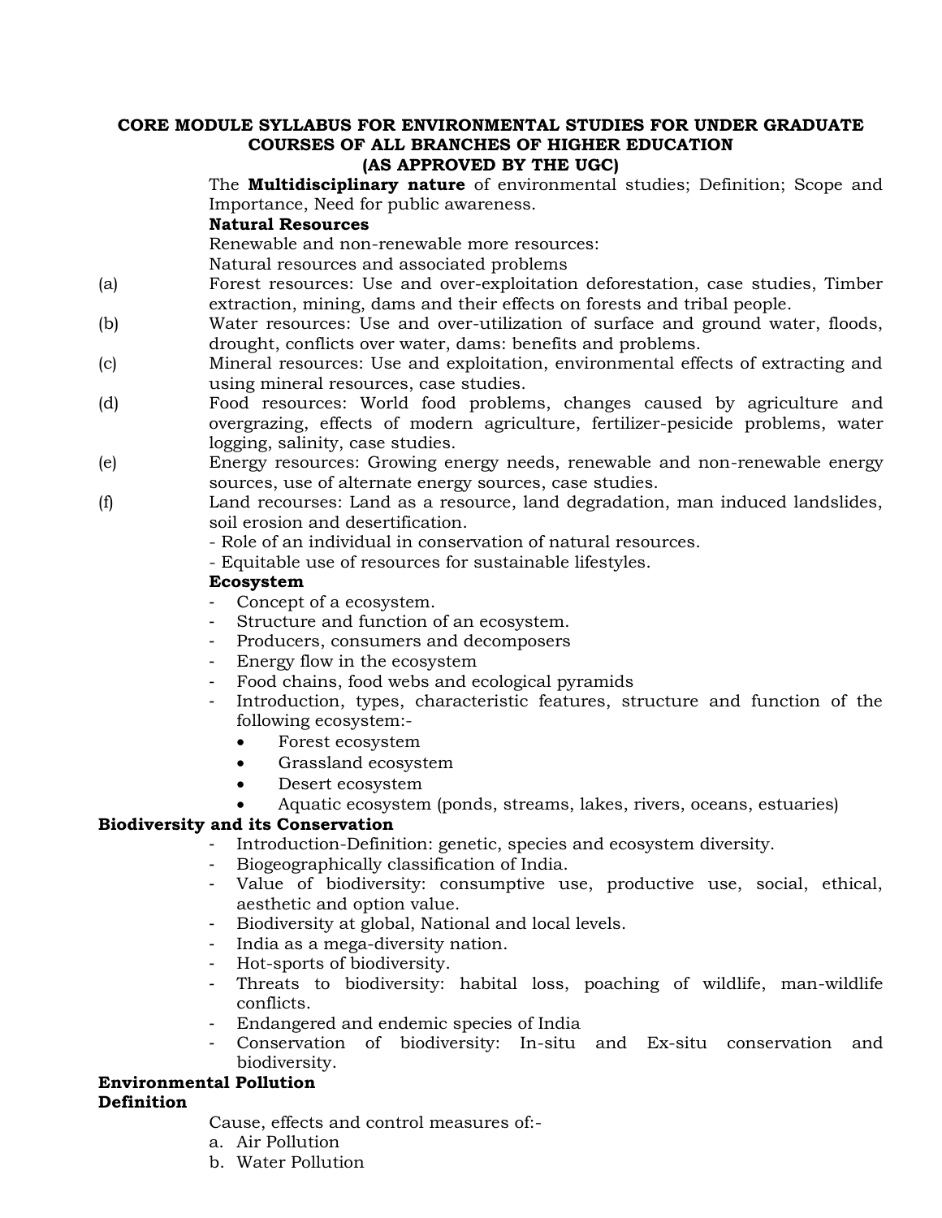**CORE MODULE SYLLABUS FOR ENVIRONMENTAL STUDIES FOR UNDER GRADUATE COURSES OF ALL BRANCHES OF HIGHER EDUCATION**
**(AS APPROVED BY THE UGC)**

The **Multidisciplinary nature** of environmental studies; Definition; Scope and Importance, Need for public awareness.

**Natural Resources**

Renewable and non-renewable more resources:
Natural resources and associated problems

(a) Forest resources: Use and over-exploitation deforestation, case studies, Timber extraction, mining, dams and their effects on forests and tribal people.

(b) Water resources: Use and over-utilization of surface and ground water, floods, drought, conflicts over water, dams: benefits and problems.

(c) Mineral resources: Use and exploitation, environmental effects of extracting and using mineral resources, case studies.

(d) Food resources: World food problems, changes caused by agriculture and overgrazing, effects of modern agriculture, fertilizer-pesicide problems, water logging, salinity, case studies.

(e) Energy resources: Growing energy needs, renewable and non-renewable energy sources, use of alternate energy sources, case studies.

(f) Land recourses: Land as a resource, land degradation, man induced landslides, soil erosion and desertification.

- Role of an individual in conservation of natural resources.
- Equitable use of resources for sustainable lifestyles.

**Ecosystem**

- Concept of a ecosystem.
- Structure and function of an ecosystem.
- Producers, consumers and decomposers
- Energy flow in the ecosystem
- Food chains, food webs and ecological pyramids
- Introduction, types, characteristic features, structure and function of the following ecosystem:-
  - Forest ecosystem
  - Grassland ecosystem
  - Desert ecosystem
  - Aquatic ecosystem (ponds, streams, lakes, rivers, oceans, estuaries)

**Biodiversity and its Conservation**

- Introduction-Definition: genetic, species and ecosystem diversity.
- Biogeographically classification of India.
- Value of biodiversity: consumptive use, productive use, social, ethical, aesthetic and option value.
- Biodiversity at global, National and local levels.
- India as a mega-diversity nation.
- Hot-sports of biodiversity.
- Threats to biodiversity: habital loss, poaching of wildlife, man-wildlife conflicts.
- Endangered and endemic species of India
- Conservation of biodiversity: In-situ and Ex-situ conservation and biodiversity.

**Environmental Pollution**

**Definition**

Cause, effects and control measures of:-

a. Air Pollution
b. Water Pollution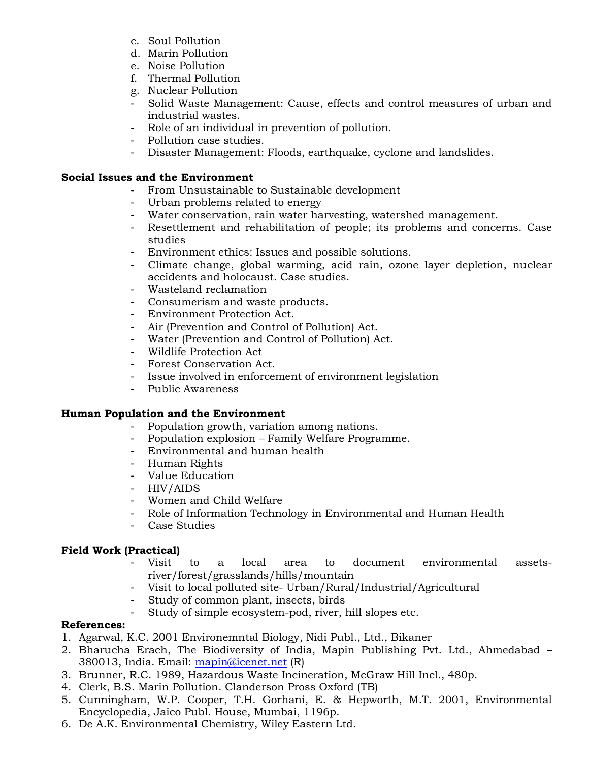c. Soul Pollution
d. Marin Pollution
e. Noise Pollution
f. Thermal Pollution
g. Nuclear Pollution

- Solid Waste Management: Cause, effects and control measures of urban and industrial wastes.
- Role of an individual in prevention of pollution.
- Pollution case studies.
- Disaster Management: Floods, earthquake, cyclone and landslides.

**Social Issues and the Environment**

- From Unsustainable to Sustainable development
- Urban problems related to energy
- Water conservation, rain water harvesting, watershed management.
- Resettlement and rehabilitation of people; its problems and concerns. Case studies
- Environment ethics: Issues and possible solutions.
- Climate change, global warming, acid rain, ozone layer depletion, nuclear accidents and holocaust. Case studies.
- Wasteland reclamation
- Consumerism and waste products.
- Environment Protection Act.
- Air (Prevention and Control of Pollution) Act.
- Water (Prevention and Control of Pollution) Act.
- Wildlife Protection Act
- Forest Conservation Act.
- Issue involved in enforcement of environment legislation
- Public Awareness

**Human Population and the Environment**

- Population growth, variation among nations.
- Population explosion – Family Welfare Programme.
- Environmental and human health
- Human Rights
- Value Education
- HIV/AIDS
- Women and Child Welfare
- Role of Information Technology in Environmental and Human Health
- Case Studies

**Field Work (Practical)**

- Visit to a local area to document environmental assets- river/forest/grasslands/hills/mountain
- Visit to local polluted site- Urban/Rural/Industrial/Agricultural
- Study of common plant, insects, birds
- Study of simple ecosystem-pod, river, hill slopes etc.

**References:**

1. Agarwal, K.C. 2001 Environemntal Biology, Nidi Publ., Ltd., Bikaner
2. Bharucha Erach, The Biodiversity of India, Mapin Publishing Pvt. Ltd., Ahmedabad – 380013, India. Email: mapin@icenet.net (R)
3. Brunner, R.C. 1989, Hazardous Waste Incineration, McGraw Hill Incl., 480p.
4. Clerk, B.S. Marin Pollution. Clanderson Pross Oxford (TB)
5. Cunningham, W.P. Cooper, T.H. Gorhani, E. & Hepworth, M.T. 2001, Environmental Encyclopedia, Jaico Publ. House, Mumbai, 1196p.
6. De A.K. Environmental Chemistry, Wiley Eastern Ltd.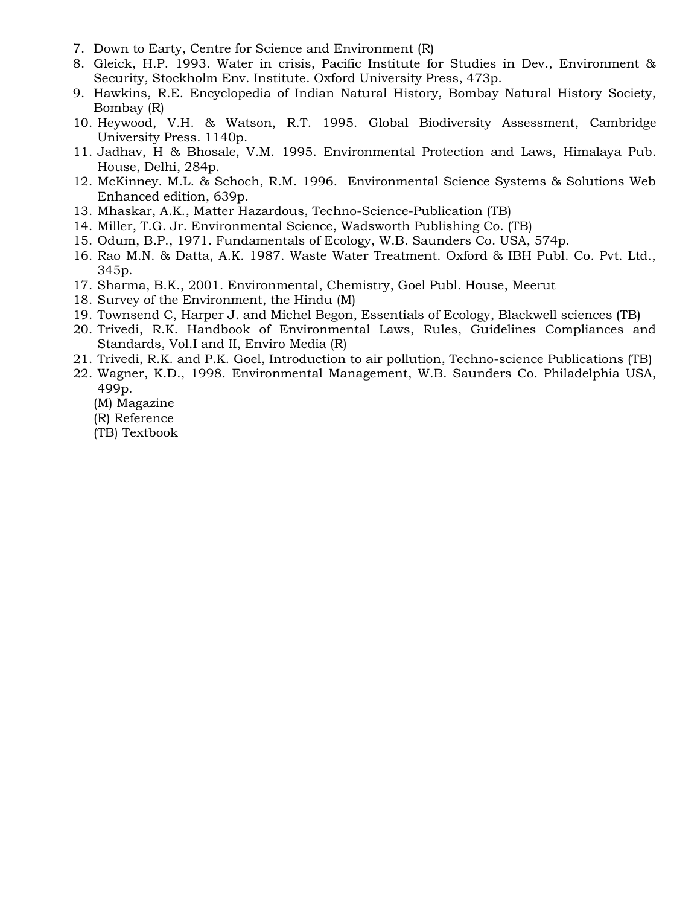7. Down to Earty, Centre for Science and Environment (R)
8. Gleick, H.P. 1993. Water in crisis, Pacific Institute for Studies in Dev., Environment & Security, Stockholm Env. Institute. Oxford University Press, 473p.
9. Hawkins, R.E. Encyclopedia of Indian Natural History, Bombay Natural History Society, Bombay (R)
10. Heywood, V.H. & Watson, R.T. 1995. Global Biodiversity Assessment, Cambridge University Press. 1140p.
11. Jadhav, H & Bhosale, V.M. 1995. Environmental Protection and Laws, Himalaya Pub. House, Delhi, 284p.
12. McKinney. M.L. & Schoch, R.M. 1996. Environmental Science Systems & Solutions Web Enhanced edition, 639p.
13. Mhaskar, A.K., Matter Hazardous, Techno-Science-Publication (TB)
14. Miller, T.G. Jr. Environmental Science, Wadsworth Publishing Co. (TB)
15. Odum, B.P., 1971. Fundamentals of Ecology, W.B. Saunders Co. USA, 574p.
16. Rao M.N. & Datta, A.K. 1987. Waste Water Treatment. Oxford & IBH Publ. Co. Pvt. Ltd., 345p.
17. Sharma, B.K., 2001. Environmental, Chemistry, Goel Publ. House, Meerut
18. Survey of the Environment, the Hindu (M)
19. Townsend C, Harper J. and Michel Begon, Essentials of Ecology, Blackwell sciences (TB)
20. Trivedi, R.K. Handbook of Environmental Laws, Rules, Guidelines Compliances and Standards, Vol.I and II, Enviro Media (R)
21. Trivedi, R.K. and P.K. Goel, Introduction to air pollution, Techno-science Publications (TB)
22. Wagner, K.D., 1998. Environmental Management, W.B. Saunders Co. Philadelphia USA, 499p.

(M) Magazine
(R) Reference
(TB) Textbook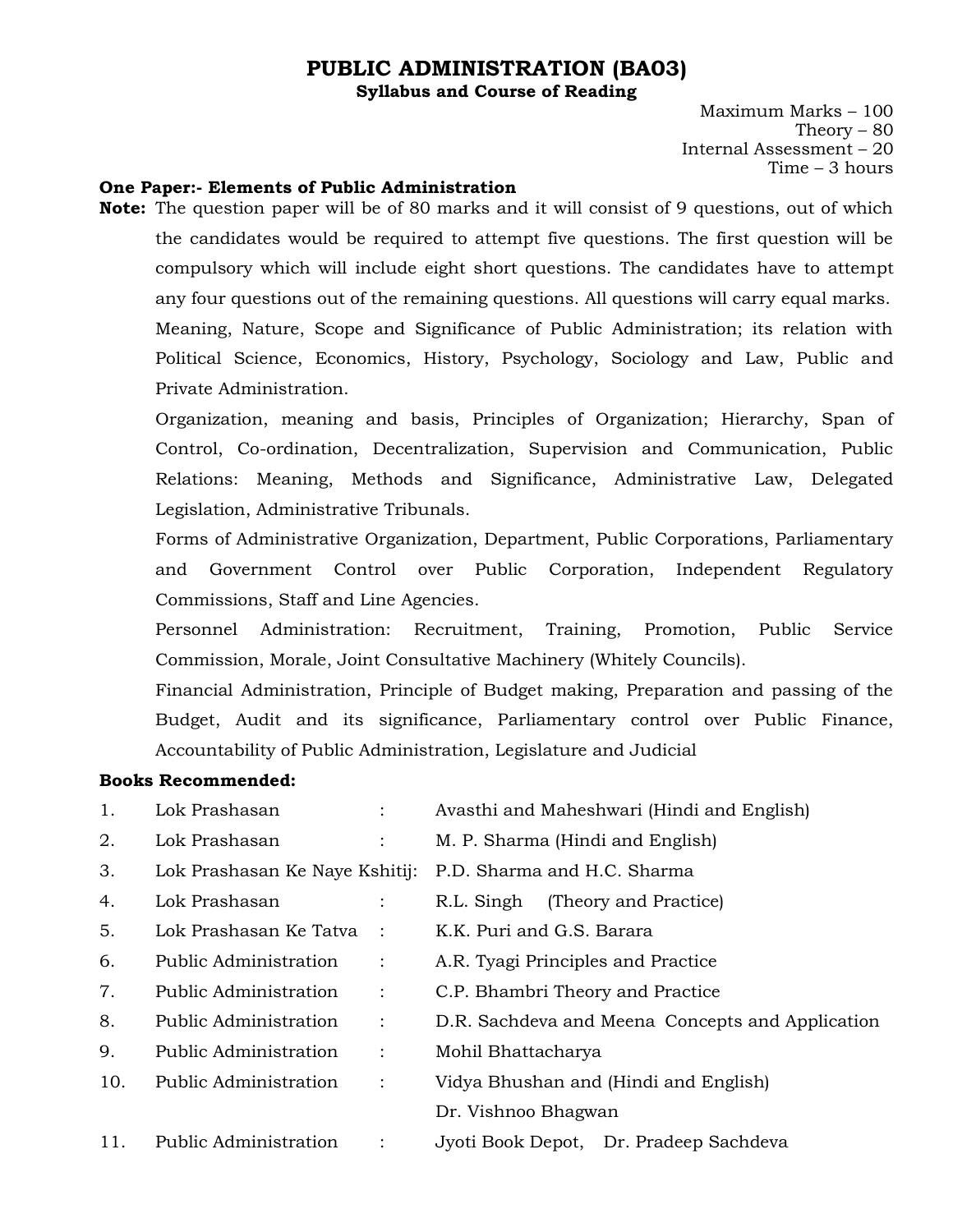# PUBLIC ADMINISTRATION (BA03)

**Syllabus and Course of Reading**

Maximum Marks – 100
Theory – 80
Internal Assessment – 20
Time – 3 hours

**One Paper:- Elements of Public Administration**

**Note:** The question paper will be of 80 marks and it will consist of 9 questions, out of which the candidates would be required to attempt five questions. The first question will be compulsory which will include eight short questions. The candidates have to attempt any four questions out of the remaining questions. All questions will carry equal marks.

Meaning, Nature, Scope and Significance of Public Administration; its relation with Political Science, Economics, History, Psychology, Sociology and Law, Public and Private Administration.

Organization, meaning and basis, Principles of Organization; Hierarchy, Span of Control, Co-ordination, Decentralization, Supervision and Communication, Public Relations: Meaning, Methods and Significance, Administrative Law, Delegated Legislation, Administrative Tribunals.

Forms of Administrative Organization, Department, Public Corporations, Parliamentary and Government Control over Public Corporation, Independent Regulatory Commissions, Staff and Line Agencies.

Personnel Administration: Recruitment, Training, Promotion, Public Service Commission, Morale, Joint Consultative Machinery (Whitely Councils).

Financial Administration, Principle of Budget making, Preparation and passing of the Budget, Audit and its significance, Parliamentary control over Public Finance, Accountability of Public Administration, Legislature and Judicial

**Books Recommended:**

| | | | |
|---|---|---|---|
| 1. | Lok Prashasan | : | Avasthi and Maheshwari (Hindi and English) |
| 2. | Lok Prashasan | : | M. P. Sharma (Hindi and English) |
| 3. | Lok Prashasan Ke Naye Kshitij: | | P.D. Sharma and H.C. Sharma |
| 4. | Lok Prashasan | : | R.L. Singh (Theory and Practice) |
| 5. | Lok Prashasan Ke Tatva | : | K.K. Puri and G.S. Barara |
| 6. | Public Administration | : | A.R. Tyagi Principles and Practice |
| 7. | Public Administration | : | C.P. Bhambri Theory and Practice |
| 8. | Public Administration | : | D.R. Sachdeva and Meena Concepts and Application |
| 9. | Public Administration | : | Mohil Bhattacharya |
| 10. | Public Administration | : | Vidya Bhushan and (Hindi and English) Dr. Vishnoo Bhagwan |
| 11. | Public Administration | : | Jyoti Book Depot, Dr. Pradeep Sachdeva |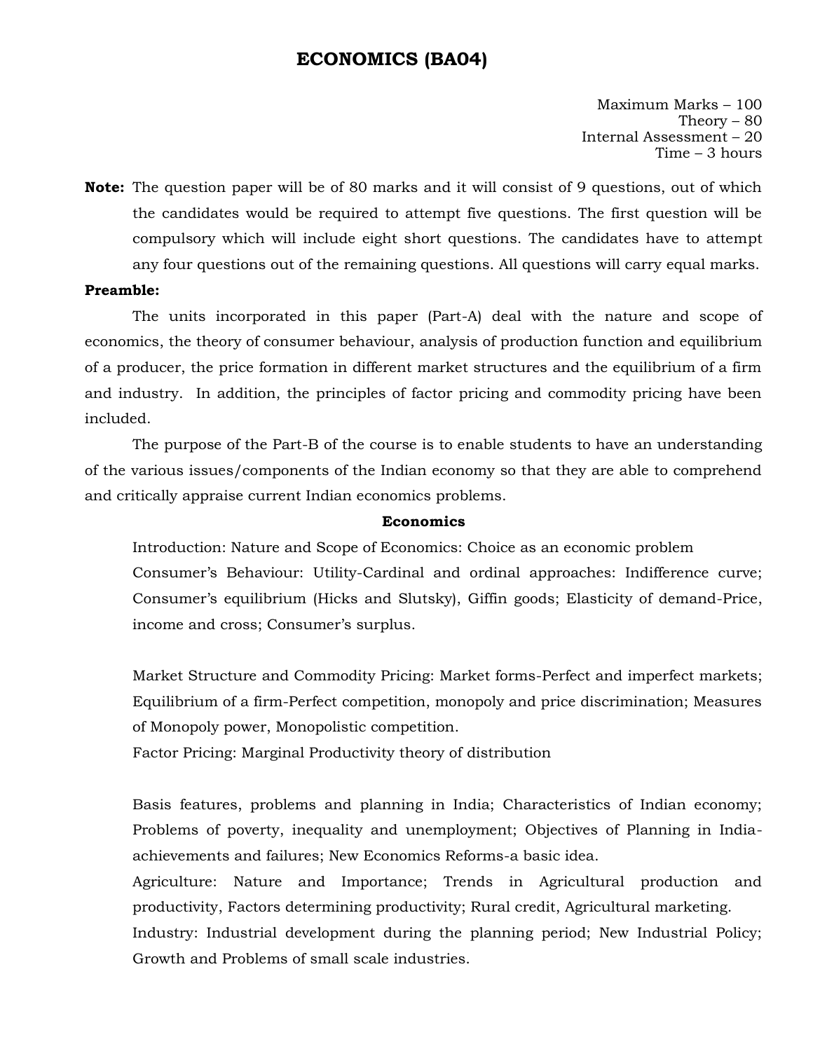# ECONOMICS (BA04)

Maximum Marks – 100
Theory – 80
Internal Assessment – 20
Time – 3 hours

**Note:** The question paper will be of 80 marks and it will consist of 9 questions, out of which the candidates would be required to attempt five questions. The first question will be compulsory which will include eight short questions. The candidates have to attempt any four questions out of the remaining questions. All questions will carry equal marks.

**Preamble:**

The units incorporated in this paper (Part-A) deal with the nature and scope of economics, the theory of consumer behaviour, analysis of production function and equilibrium of a producer, the price formation in different market structures and the equilibrium of a firm and industry. In addition, the principles of factor pricing and commodity pricing have been included.

The purpose of the Part-B of the course is to enable students to have an understanding of the various issues/components of the Indian economy so that they are able to comprehend and critically appraise current Indian economics problems.

**Economics**

Introduction: Nature and Scope of Economics: Choice as an economic problem

Consumer's Behaviour: Utility-Cardinal and ordinal approaches: Indifference curve; Consumer's equilibrium (Hicks and Slutsky), Giffin goods; Elasticity of demand-Price, income and cross; Consumer's surplus.

Market Structure and Commodity Pricing: Market forms-Perfect and imperfect markets; Equilibrium of a firm-Perfect competition, monopoly and price discrimination; Measures of Monopoly power, Monopolistic competition.

Factor Pricing: Marginal Productivity theory of distribution

Basis features, problems and planning in India; Characteristics of Indian economy; Problems of poverty, inequality and unemployment; Objectives of Planning in India-achievements and failures; New Economics Reforms-a basic idea.

Agriculture: Nature and Importance; Trends in Agricultural production and productivity, Factors determining productivity; Rural credit, Agricultural marketing.

Industry: Industrial development during the planning period; New Industrial Policy; Growth and Problems of small scale industries.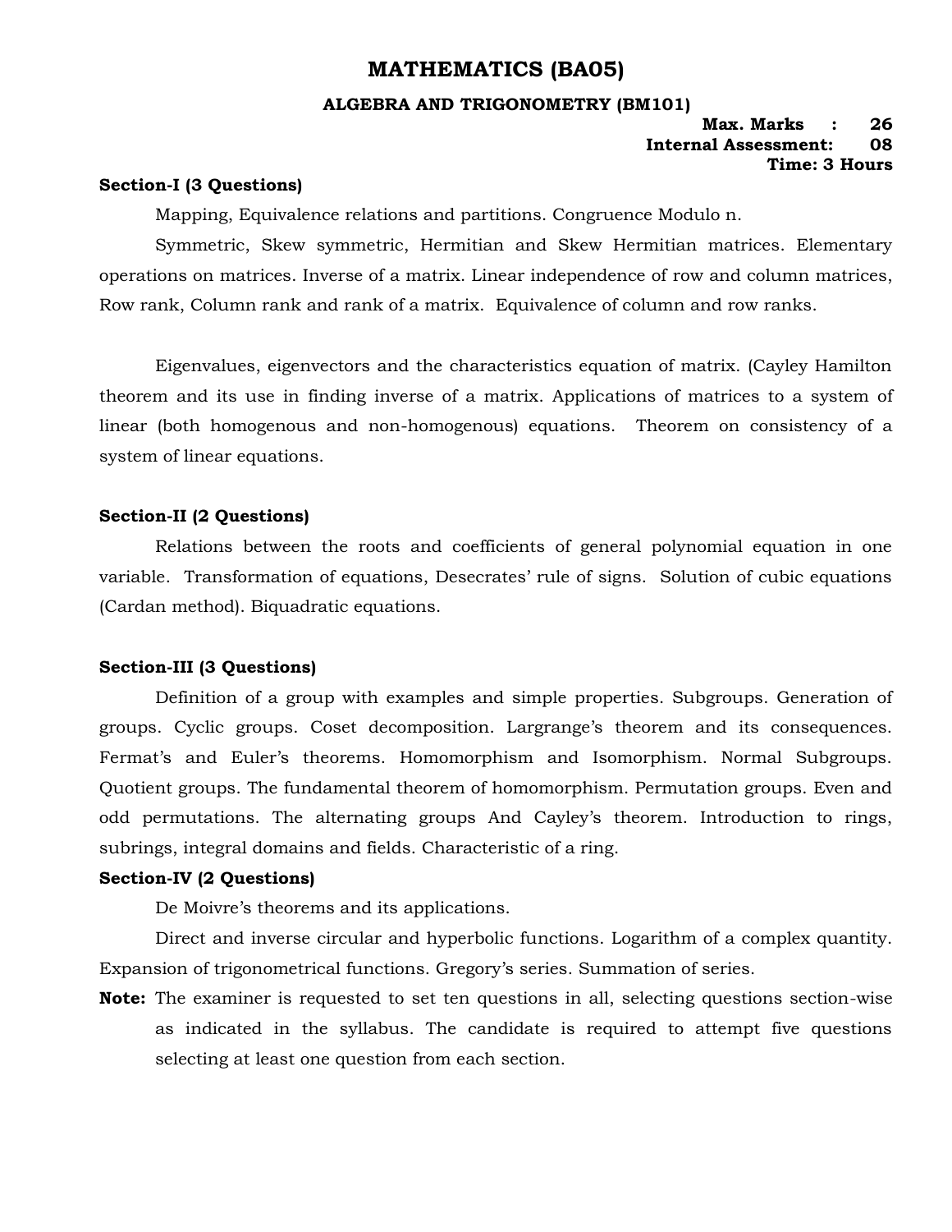# MATHEMATICS (BA05)

### ALGEBRA AND TRIGONOMETRY (BM101)

**Max. Marks : 26**
**Internal Assessment: 08**
**Time: 3 Hours**

**Section-I (3 Questions)**

Mapping, Equivalence relations and partitions. Congruence Modulo n.

Symmetric, Skew symmetric, Hermitian and Skew Hermitian matrices. Elementary operations on matrices. Inverse of a matrix. Linear independence of row and column matrices, Row rank, Column rank and rank of a matrix. Equivalence of column and row ranks.

Eigenvalues, eigenvectors and the characteristics equation of matrix. (Cayley Hamilton theorem and its use in finding inverse of a matrix. Applications of matrices to a system of linear (both homogenous and non-homogenous) equations. Theorem on consistency of a system of linear equations.

**Section-II (2 Questions)**

Relations between the roots and coefficients of general polynomial equation in one variable. Transformation of equations, Desecrates' rule of signs. Solution of cubic equations (Cardan method). Biquadratic equations.

**Section-III (3 Questions)**

Definition of a group with examples and simple properties. Subgroups. Generation of groups. Cyclic groups. Coset decomposition. Largrange's theorem and its consequences. Fermat's and Euler's theorems. Homomorphism and Isomorphism. Normal Subgroups. Quotient groups. The fundamental theorem of homomorphism. Permutation groups. Even and odd permutations. The alternating groups And Cayley's theorem. Introduction to rings, subrings, integral domains and fields. Characteristic of a ring.

**Section-IV (2 Questions)**

De Moivre's theorems and its applications.

Direct and inverse circular and hyperbolic functions. Logarithm of a complex quantity. Expansion of trigonometrical functions. Gregory's series. Summation of series.

**Note:** The examiner is requested to set ten questions in all, selecting questions section-wise as indicated in the syllabus. The candidate is required to attempt five questions selecting at least one question from each section.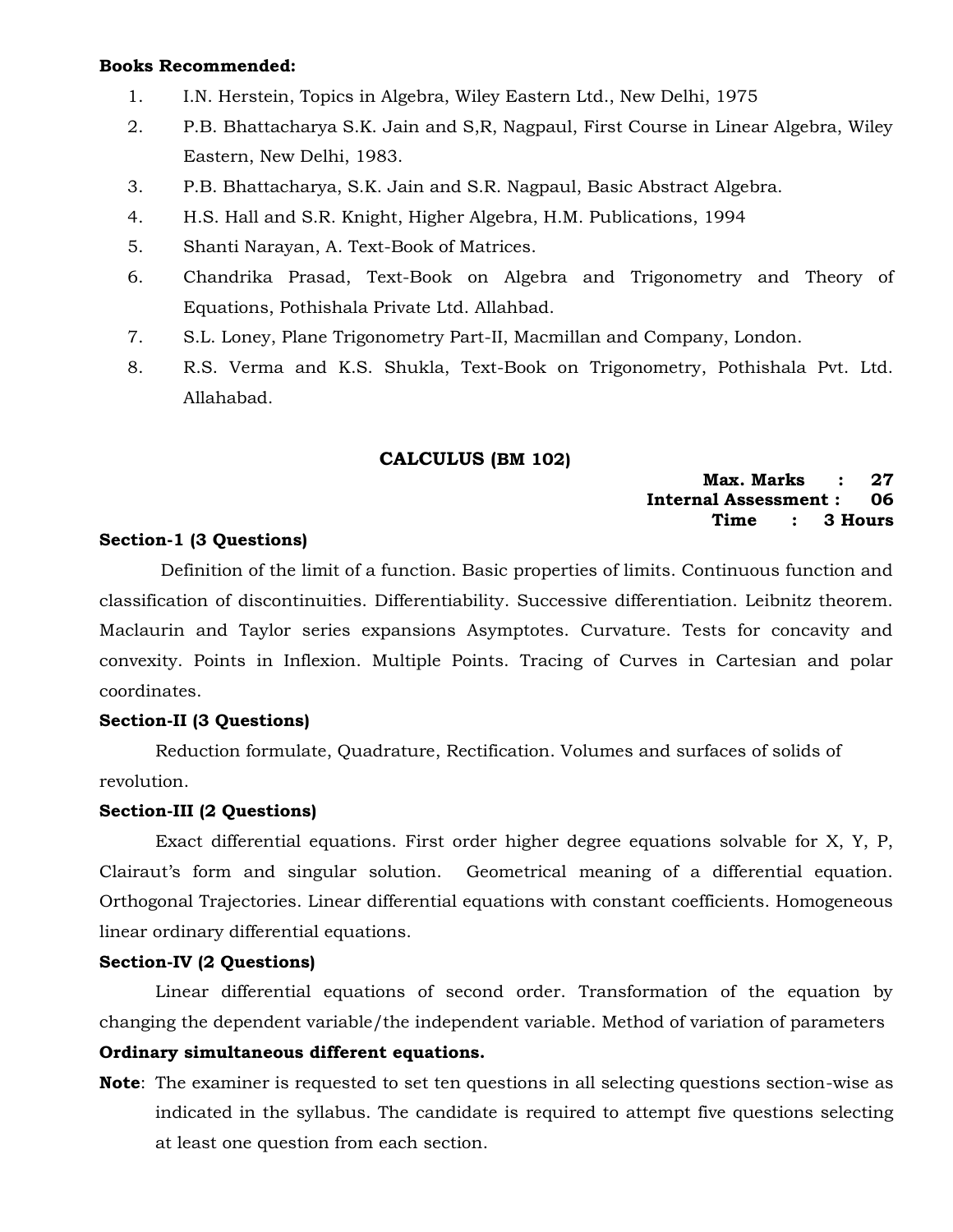**Books Recommended:**

1. I.N. Herstein, Topics in Algebra, Wiley Eastern Ltd., New Delhi, 1975
2. P.B. Bhattacharya S.K. Jain and S,R, Nagpaul, First Course in Linear Algebra, Wiley Eastern, New Delhi, 1983.
3. P.B. Bhattacharya, S.K. Jain and S.R. Nagpaul, Basic Abstract Algebra.
4. H.S. Hall and S.R. Knight, Higher Algebra, H.M. Publications, 1994
5. Shanti Narayan, A. Text-Book of Matrices.
6. Chandrika Prasad, Text-Book on Algebra and Trigonometry and Theory of Equations, Pothishala Private Ltd. Allahbad.
7. S.L. Loney, Plane Trigonometry Part-II, Macmillan and Company, London.
8. R.S. Verma and K.S. Shukla, Text-Book on Trigonometry, Pothishala Pvt. Ltd. Allahabad.

## CALCULUS (BM 102)

**Max. Marks : 27**
**Internal Assessment : 06**
**Time : 3 Hours**

**Section-1 (3 Questions)**

Definition of the limit of a function. Basic properties of limits. Continuous function and classification of discontinuities. Differentiability. Successive differentiation. Leibnitz theorem. Maclaurin and Taylor series expansions Asymptotes. Curvature. Tests for concavity and convexity. Points in Inflexion. Multiple Points. Tracing of Curves in Cartesian and polar coordinates.

**Section-II (3 Questions)**

Reduction formulate, Quadrature, Rectification. Volumes and surfaces of solids of revolution.

**Section-III (2 Questions)**

Exact differential equations. First order higher degree equations solvable for X, Y, P, Clairaut's form and singular solution. Geometrical meaning of a differential equation. Orthogonal Trajectories. Linear differential equations with constant coefficients. Homogeneous linear ordinary differential equations.

**Section-IV (2 Questions)**

Linear differential equations of second order. Transformation of the equation by changing the dependent variable/the independent variable. Method of variation of parameters

**Ordinary simultaneous different equations.**

**Note**: The examiner is requested to set ten questions in all selecting questions section-wise as indicated in the syllabus. The candidate is required to attempt five questions selecting at least one question from each section.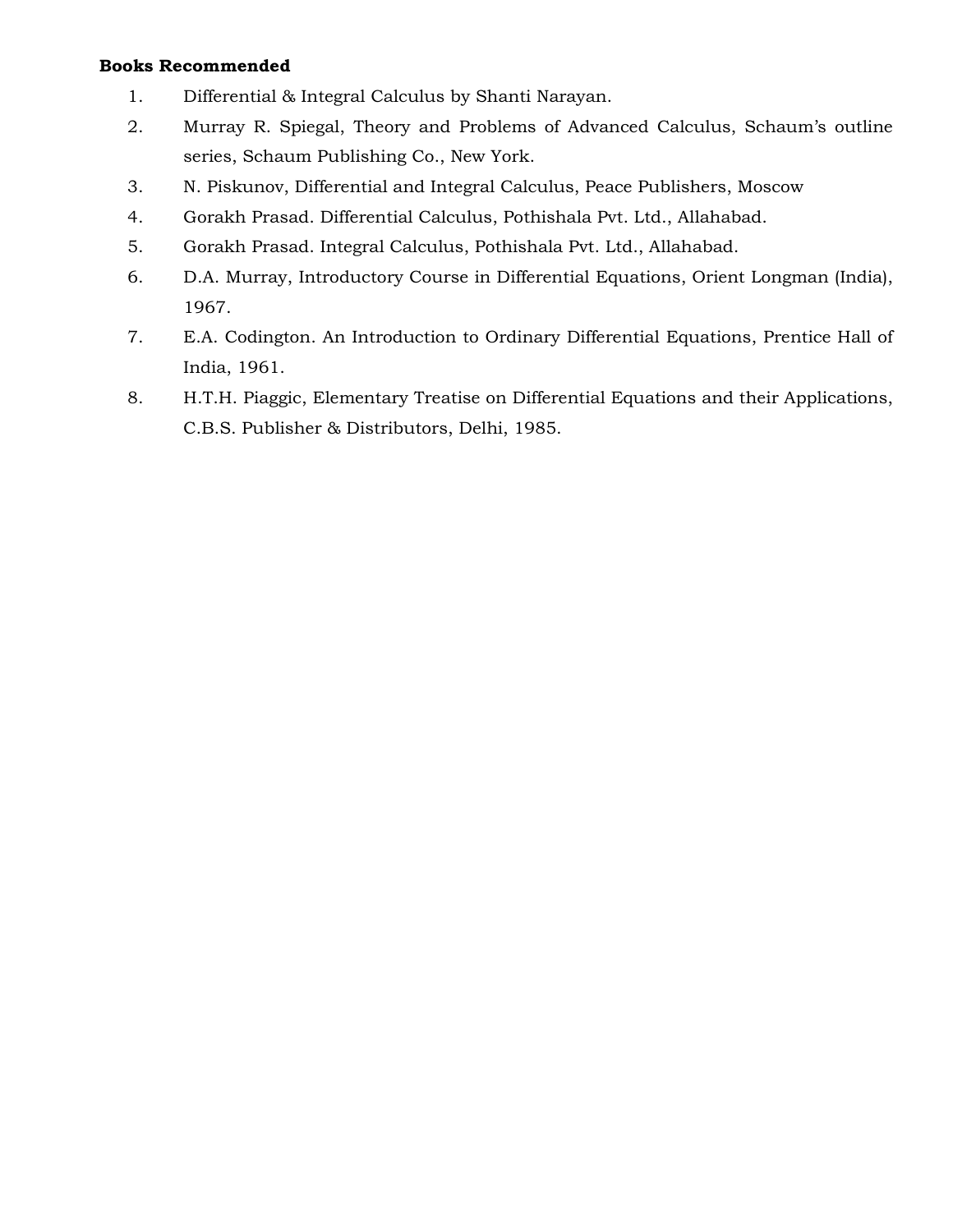**Books Recommended**

1. Differential & Integral Calculus by Shanti Narayan.
2. Murray R. Spiegal, Theory and Problems of Advanced Calculus, Schaum's outline series, Schaum Publishing Co., New York.
3. N. Piskunov, Differential and Integral Calculus, Peace Publishers, Moscow
4. Gorakh Prasad. Differential Calculus, Pothishala Pvt. Ltd., Allahabad.
5. Gorakh Prasad. Integral Calculus, Pothishala Pvt. Ltd., Allahabad.
6. D.A. Murray, Introductory Course in Differential Equations, Orient Longman (India), 1967.
7. E.A. Codington. An Introduction to Ordinary Differential Equations, Prentice Hall of India, 1961.
8. H.T.H. Piaggic, Elementary Treatise on Differential Equations and their Applications, C.B.S. Publisher & Distributors, Delhi, 1985.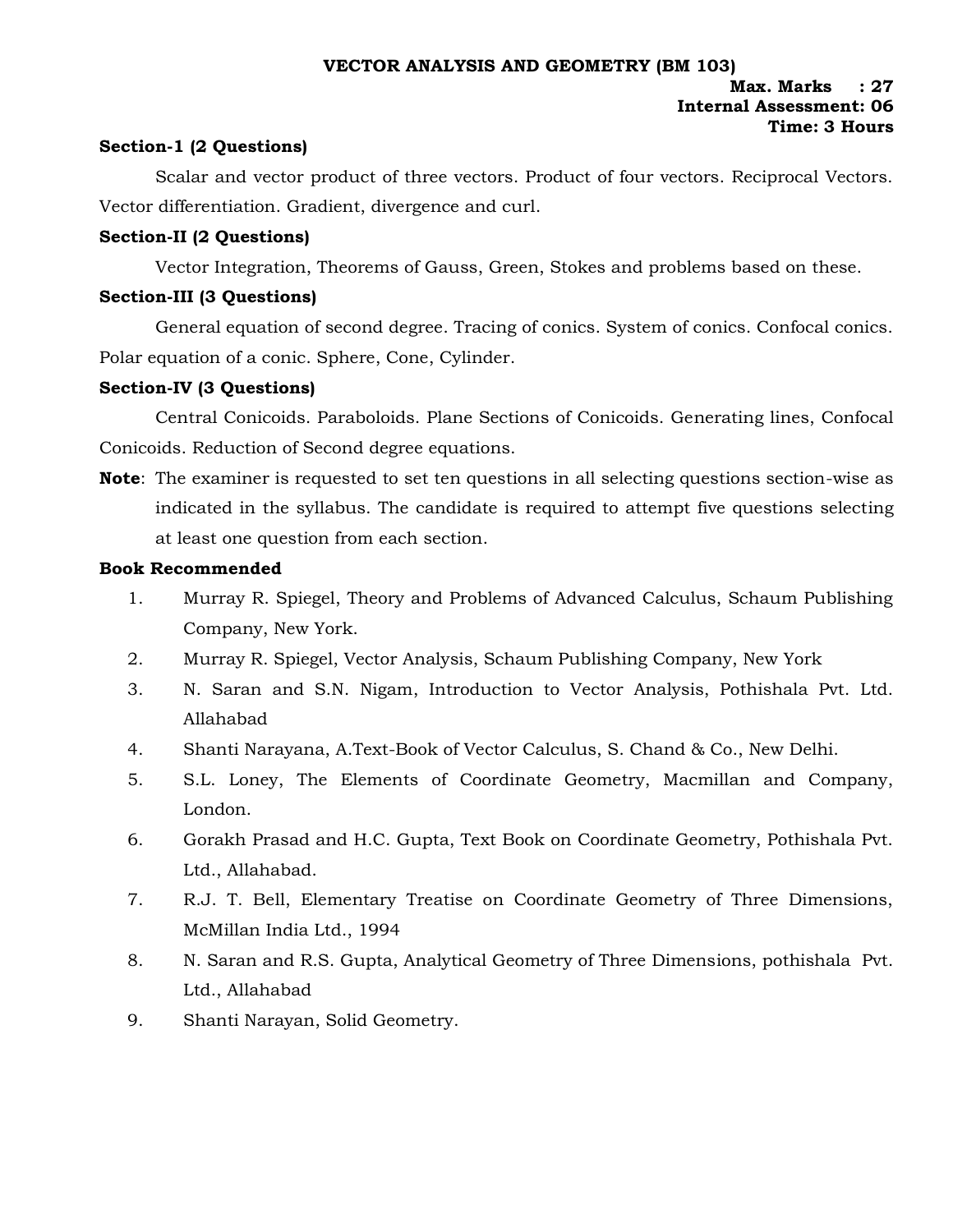## VECTOR ANALYSIS AND GEOMETRY (BM 103)

**Max. Marks : 27**
**Internal Assessment: 06**
**Time: 3 Hours**

**Section-1 (2 Questions)**

Scalar and vector product of three vectors. Product of four vectors. Reciprocal Vectors. Vector differentiation. Gradient, divergence and curl.

**Section-II (2 Questions)**

Vector Integration, Theorems of Gauss, Green, Stokes and problems based on these.

**Section-III (3 Questions)**

General equation of second degree. Tracing of conics. System of conics. Confocal conics. Polar equation of a conic. Sphere, Cone, Cylinder.

**Section-IV (3 Questions)**

Central Conicoids. Paraboloids. Plane Sections of Conicoids. Generating lines, Confocal Conicoids. Reduction of Second degree equations.

**Note**: The examiner is requested to set ten questions in all selecting questions section-wise as indicated in the syllabus. The candidate is required to attempt five questions selecting at least one question from each section.

**Book Recommended**

1. Murray R. Spiegel, Theory and Problems of Advanced Calculus, Schaum Publishing Company, New York.
2. Murray R. Spiegel, Vector Analysis, Schaum Publishing Company, New York
3. N. Saran and S.N. Nigam, Introduction to Vector Analysis, Pothishala Pvt. Ltd. Allahabad
4. Shanti Narayana, A.Text-Book of Vector Calculus, S. Chand & Co., New Delhi.
5. S.L. Loney, The Elements of Coordinate Geometry, Macmillan and Company, London.
6. Gorakh Prasad and H.C. Gupta, Text Book on Coordinate Geometry, Pothishala Pvt. Ltd., Allahabad.
7. R.J. T. Bell, Elementary Treatise on Coordinate Geometry of Three Dimensions, McMillan India Ltd., 1994
8. N. Saran and R.S. Gupta, Analytical Geometry of Three Dimensions, pothishala Pvt. Ltd., Allahabad
9. Shanti Narayan, Solid Geometry.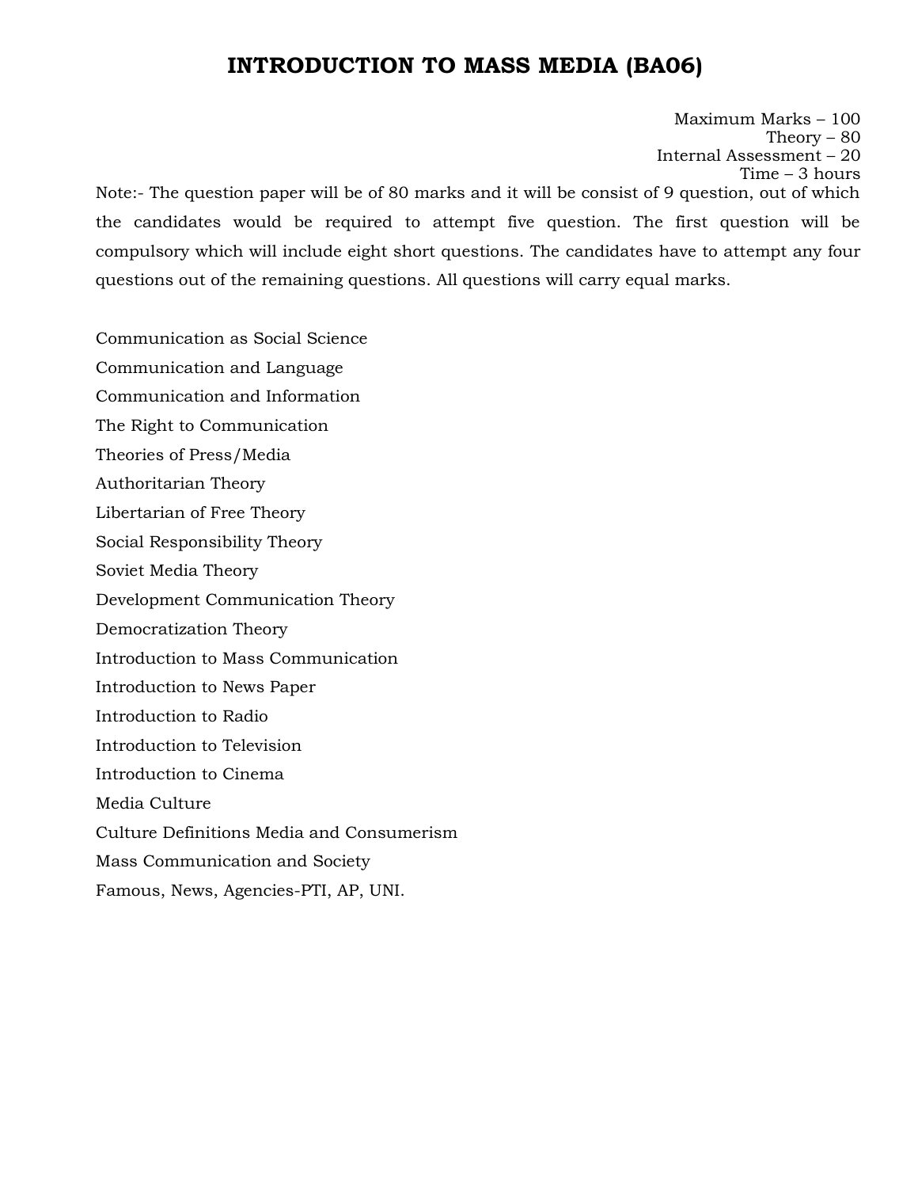# INTRODUCTION TO MASS MEDIA (BA06)

Maximum Marks – 100
Theory – 80
Internal Assessment – 20
Time – 3 hours

Note:- The question paper will be of 80 marks and it will be consist of 9 question, out of which the candidates would be required to attempt five question. The first question will be compulsory which will include eight short questions. The candidates have to attempt any four questions out of the remaining questions. All questions will carry equal marks.

Communication as Social Science

Communication and Language

Communication and Information

The Right to Communication

Theories of Press/Media

Authoritarian Theory

Libertarian of Free Theory

Social Responsibility Theory

Soviet Media Theory

Development Communication Theory

Democratization Theory

Introduction to Mass Communication

Introduction to News Paper

Introduction to Radio

Introduction to Television

Introduction to Cinema

Media Culture

Culture Definitions Media and Consumerism

Mass Communication and Society

Famous, News, Agencies-PTI, AP, UNI.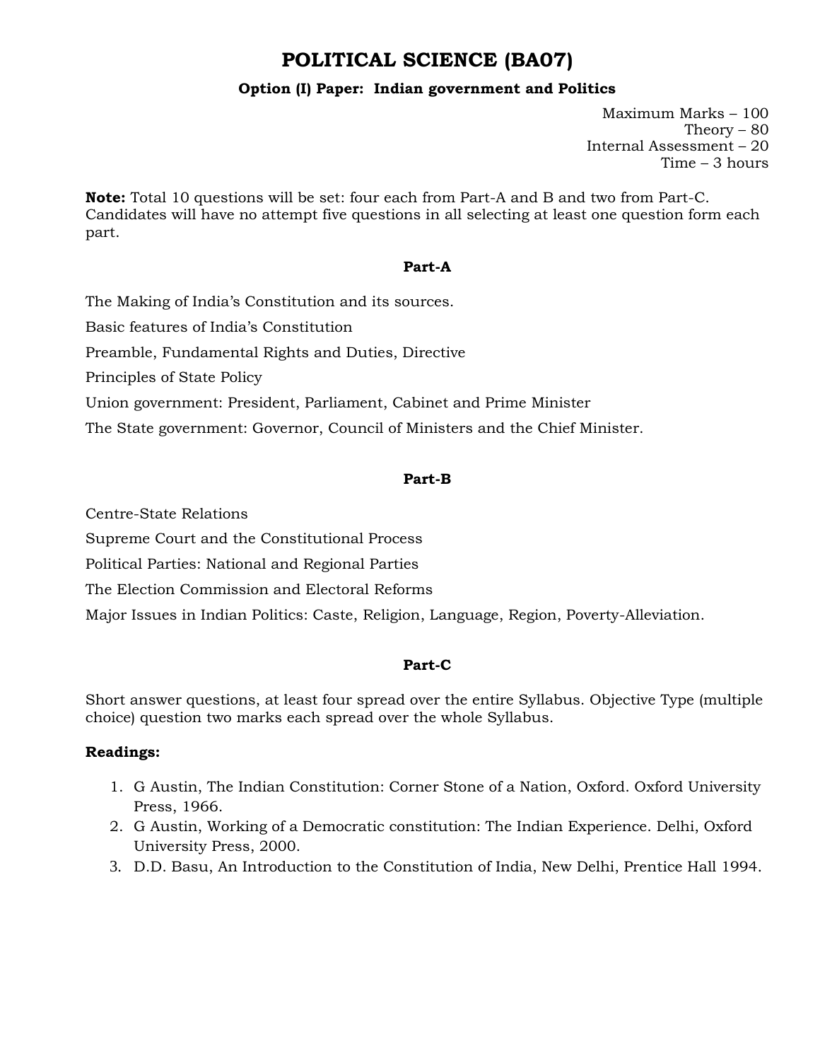# POLITICAL SCIENCE (BA07)

**Option (I) Paper: Indian government and Politics**

Maximum Marks – 100
Theory – 80
Internal Assessment – 20
Time – 3 hours

**Note:** Total 10 questions will be set: four each from Part-A and B and two from Part-C. Candidates will have no attempt five questions in all selecting at least one question form each part.

**Part-A**

The Making of India's Constitution and its sources.

Basic features of India's Constitution

Preamble, Fundamental Rights and Duties, Directive

Principles of State Policy

Union government: President, Parliament, Cabinet and Prime Minister

The State government: Governor, Council of Ministers and the Chief Minister.

**Part-B**

Centre-State Relations

Supreme Court and the Constitutional Process

Political Parties: National and Regional Parties

The Election Commission and Electoral Reforms

Major Issues in Indian Politics: Caste, Religion, Language, Region, Poverty-Alleviation.

**Part-C**

Short answer questions, at least four spread over the entire Syllabus. Objective Type (multiple choice) question two marks each spread over the whole Syllabus.

**Readings:**

1. G Austin, The Indian Constitution: Corner Stone of a Nation, Oxford. Oxford University Press, 1966.
2. G Austin, Working of a Democratic constitution: The Indian Experience. Delhi, Oxford University Press, 2000.
3. D.D. Basu, An Introduction to the Constitution of India, New Delhi, Prentice Hall 1994.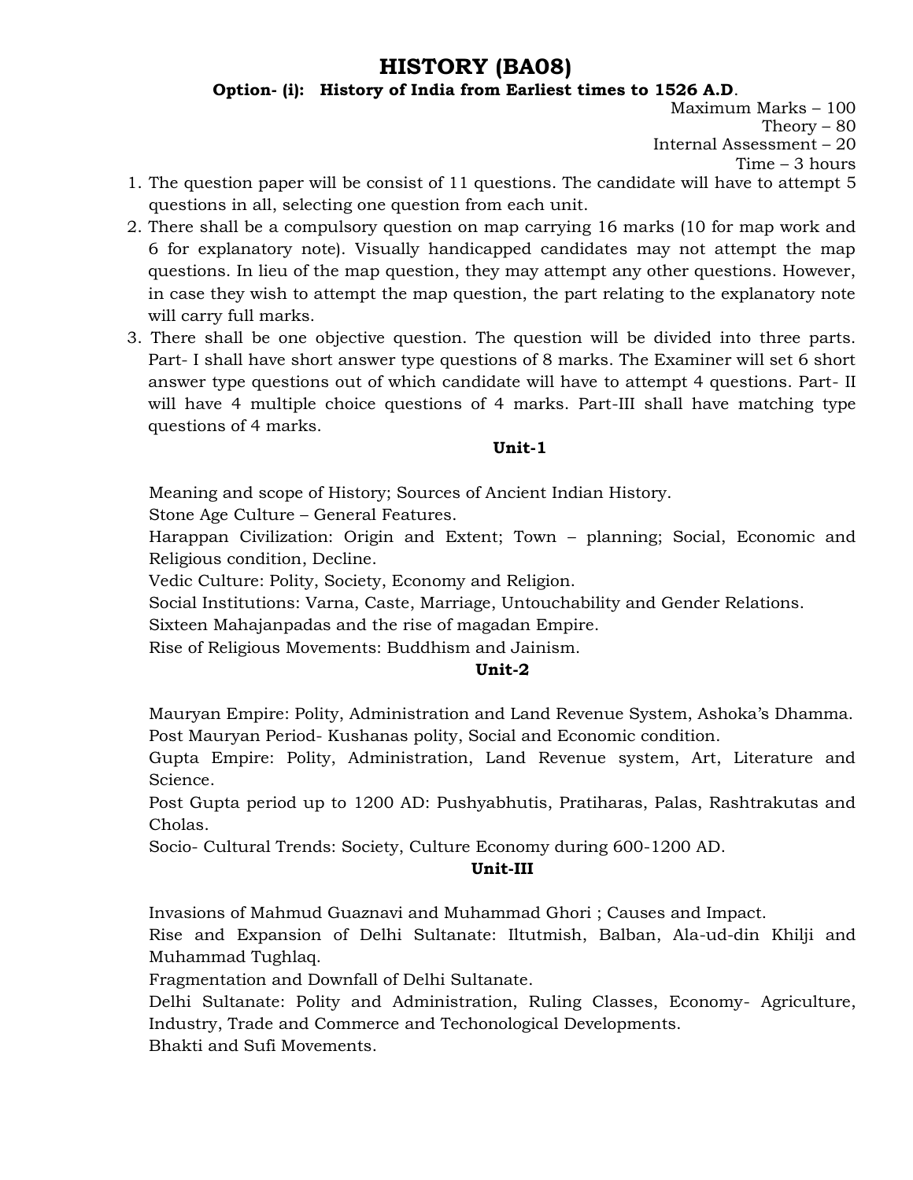# HISTORY (BA08)

**Option- (i): History of India from Earliest times to 1526 A.D.**

Maximum Marks – 100
Theory – 80
Internal Assessment – 20
Time – 3 hours

1. The question paper will be consist of 11 questions. The candidate will have to attempt 5 questions in all, selecting one question from each unit.
2. There shall be a compulsory question on map carrying 16 marks (10 for map work and 6 for explanatory note). Visually handicapped candidates may not attempt the map questions. In lieu of the map question, they may attempt any other questions. However, in case they wish to attempt the map question, the part relating to the explanatory note will carry full marks.
3. There shall be one objective question. The question will be divided into three parts. Part- I shall have short answer type questions of 8 marks. The Examiner will set 6 short answer type questions out of which candidate will have to attempt 4 questions. Part- II will have 4 multiple choice questions of 4 marks. Part-III shall have matching type questions of 4 marks.

**Unit-1**

Meaning and scope of History; Sources of Ancient Indian History.
Stone Age Culture – General Features.
Harappan Civilization: Origin and Extent; Town – planning; Social, Economic and Religious condition, Decline.
Vedic Culture: Polity, Society, Economy and Religion.
Social Institutions: Varna, Caste, Marriage, Untouchability and Gender Relations.
Sixteen Mahajanpadas and the rise of magadan Empire.
Rise of Religious Movements: Buddhism and Jainism.

**Unit-2**

Mauryan Empire: Polity, Administration and Land Revenue System, Ashoka's Dhamma.
Post Mauryan Period- Kushanas polity, Social and Economic condition.
Gupta Empire: Polity, Administration, Land Revenue system, Art, Literature and Science.
Post Gupta period up to 1200 AD: Pushyabhutis, Pratiharas, Palas, Rashtrakutas and Cholas.
Socio- Cultural Trends: Society, Culture Economy during 600-1200 AD.

**Unit-III**

Invasions of Mahmud Guaznavi and Muhammad Ghori ; Causes and Impact.
Rise and Expansion of Delhi Sultanate: Iltutmish, Balban, Ala-ud-din Khilji and Muhammad Tughlaq.
Fragmentation and Downfall of Delhi Sultanate.
Delhi Sultanate: Polity and Administration, Ruling Classes, Economy- Agriculture, Industry, Trade and Commerce and Techonological Developments.
Bhakti and Sufi Movements.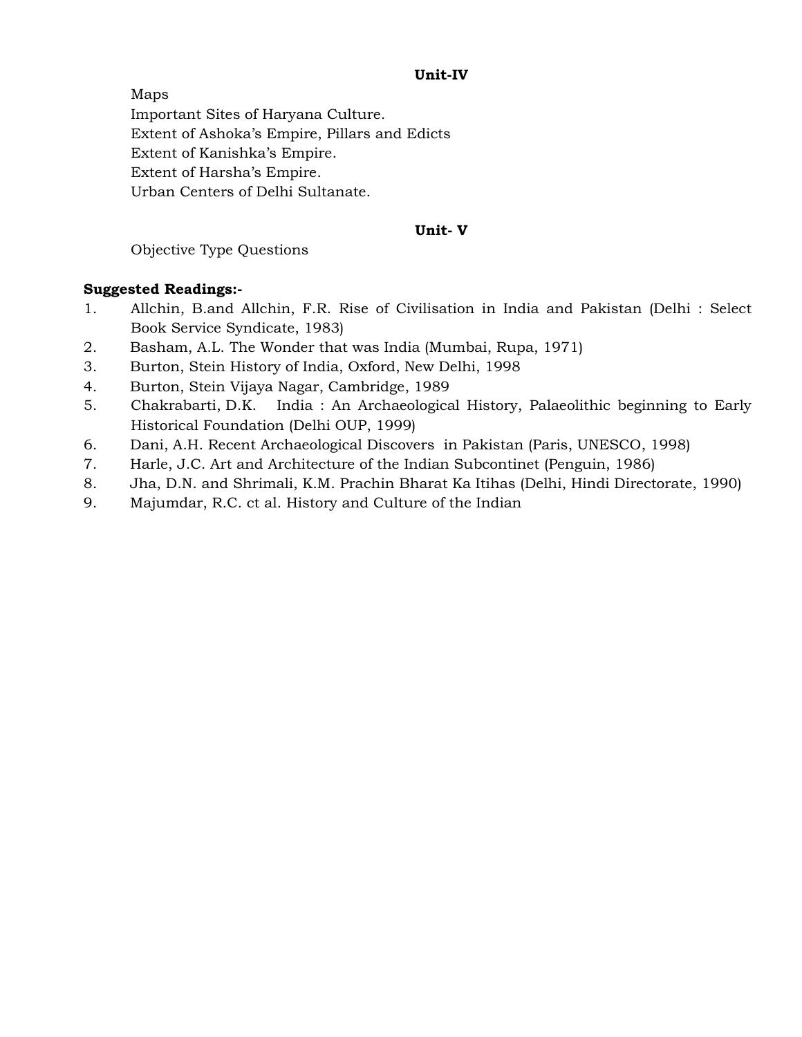**Unit-IV**

Maps

Important Sites of Haryana Culture.

Extent of Ashoka's Empire, Pillars and Edicts

Extent of Kanishka's Empire.

Extent of Harsha's Empire.

Urban Centers of Delhi Sultanate.

**Unit- V**

Objective Type Questions

**Suggested Readings:-**

1. Allchin, B.and Allchin, F.R. Rise of Civilisation in India and Pakistan (Delhi : Select Book Service Syndicate, 1983)
2. Basham, A.L. The Wonder that was India (Mumbai, Rupa, 1971)
3. Burton, Stein History of India, Oxford, New Delhi, 1998
4. Burton, Stein Vijaya Nagar, Cambridge, 1989
5. Chakrabarti, D.K. India : An Archaeological History, Palaeolithic beginning to Early Historical Foundation (Delhi OUP, 1999)
6. Dani, A.H. Recent Archaeological Discovers in Pakistan (Paris, UNESCO, 1998)
7. Harle, J.C. Art and Architecture of the Indian Subcontinet (Penguin, 1986)
8. Jha, D.N. and Shrimali, K.M. Prachin Bharat Ka Itihas (Delhi, Hindi Directorate, 1990)
9. Majumdar, R.C. ct al. History and Culture of the Indian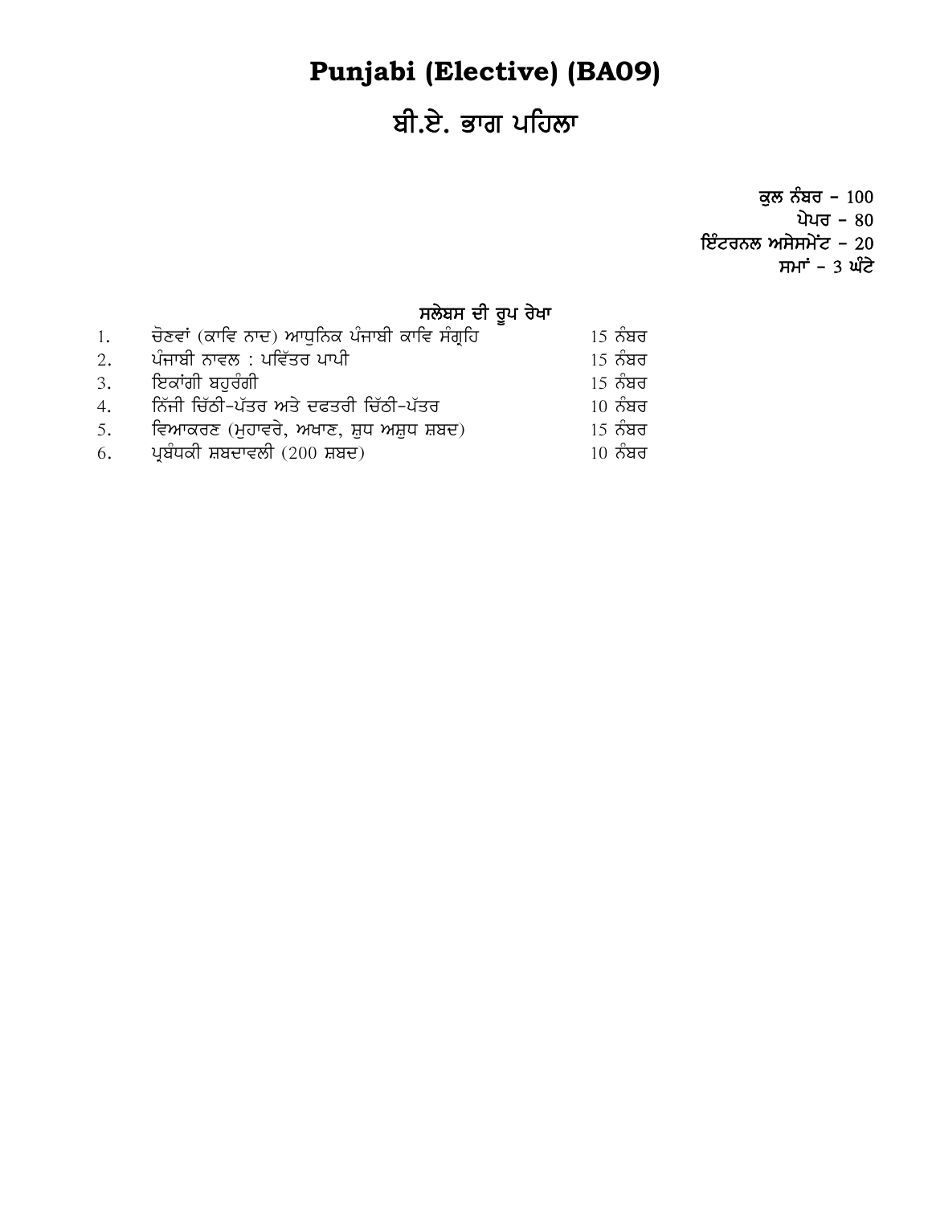# Punjabi (Elective) (BA09)

## ਬੀ.ਏ. ਭਾਗ ਪਹਿਲਾ

**ਕੁਲ ਨੰਬਰ – 100**
**ਪੇਪਰ – 80**
**ਇੰਟਰਨਲ ਅਸੇਸਮੇਂਟ – 20**
**ਸਮਾਂ – 3 ਘੰਟੇ**

### ਸਲੇਬਸ ਦੀ ਰੂਪ ਰੇਖਾ

| | | |
|---|---|---|
| 1. | ਚੋਣਵਾਂ (ਕਾਵਿ ਨਾਦ) ਆਧੁਨਿਕ ਪੰਜਾਬੀ ਕਾਵਿ ਸੰਗ੍ਰਹਿ | 15 ਨੰਬਰ |
| 2. | ਪੰਜਾਬੀ ਨਾਵਲ : ਪਵਿੱਤਰ ਪਾਪੀ | 15 ਨੰਬਰ |
| 3. | ਇਕਾਂਗੀ ਬਹੁਰੰਗੀ | 15 ਨੰਬਰ |
| 4. | ਨਿੱਜੀ ਚਿੱਠੀ-ਪੱਤਰ ਅਤੇ ਦਫਤਰੀ ਚਿੱਠੀ-ਪੱਤਰ | 10 ਨੰਬਰ |
| 5. | ਵਿਆਕਰਣ (ਮੁਹਾਵਰੇ, ਅਖਾਣ, ਸ਼ੁਧ ਅਸ਼ੁਧ ਸ਼ਬਦ) | 15 ਨੰਬਰ |
| 6. | ਪ੍ਰਬੰਧਕੀ ਸ਼ਬਦਾਵਲੀ (200 ਸ਼ਬਦ) | 10 ਨੰਬਰ |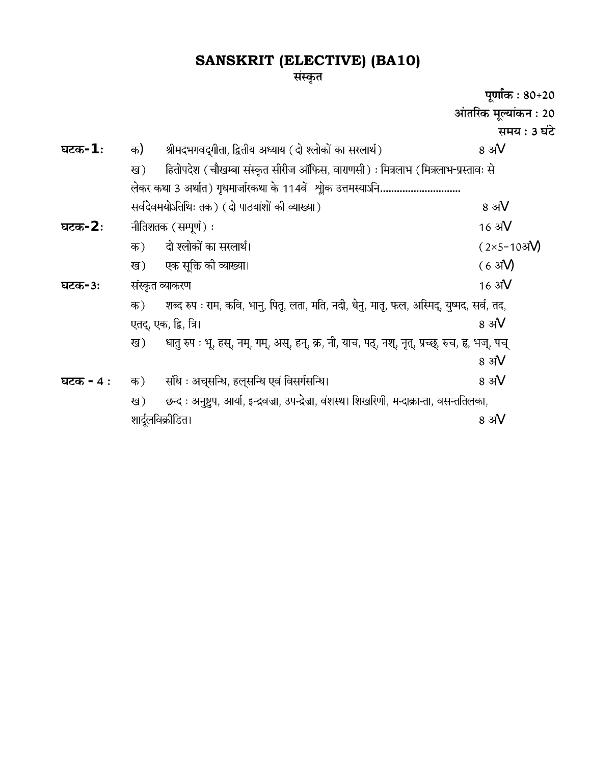# SANSKRIT (ELECTIVE) (BA10)

## संस्कृत

पूर्णांक : 80+20

आंतरिक मूल्यांकन : 20

समय : 3 घंटे

**घटक-1**:

क) श्रीमदभगवद्गीता, द्वितीय अध्याय (दो श्लोकों का सरलार्थ) — 8 अंV

ख) हितोपदेश (चौखम्बा संस्कृत सीरीज ऑफिस, वाराणसी) : मित्रलाभ (मित्रलाभ-प्रस्तावः से लेकर कथा 3 अर्थात) गृधमार्जारकथा के 114वें श्लोक उत्तमस्याऽनि............................ सर्वदेवमयोऽतिथिः तक) (दो पाठयांशों की व्याख्या) — 8 अंV

**घटक-2**: नीतिशतक (सम्पूर्ण) : — 16 अंV

क) दो श्लोकों का सरलार्थ। — (2×5=10अंV)

ख) एक सूक्ति की व्याख्या। — (6 अंV)

**घटक-3**: संस्कृत व्याकरण — 16 अंV

क) शब्द रुप : राम, कवि, भानु, पितृ, लता, मति, नदी, धेनु, मातृ, फल, अस्मिद्, युष्मद, सर्व, तद, एतद्, एक, द्वि, त्रि। — 8 अंV

ख) धातु रुप : भू, हस्, नम्, गम्, अस्, हन्, क्र, नी, याच, पठ्, नश्, नृत्, प्रच्छ्, रुच, ह्, भज्, पच् — 8 अंV

**घटक - 4** :

क) संधि : अच्सन्धि, हल्सन्धि एवं विसर्गसन्धि। — 8 अंV

ख) छन्द : अनुष्टुप, आर्या, इन्द्रवज्रा, उपन्द्रेज्रा, वंशस्थ। शिखरिणी, मन्दाक्रान्ता, वसन्ततिलका, शार्दूलविक्रीडित। — 8 अंV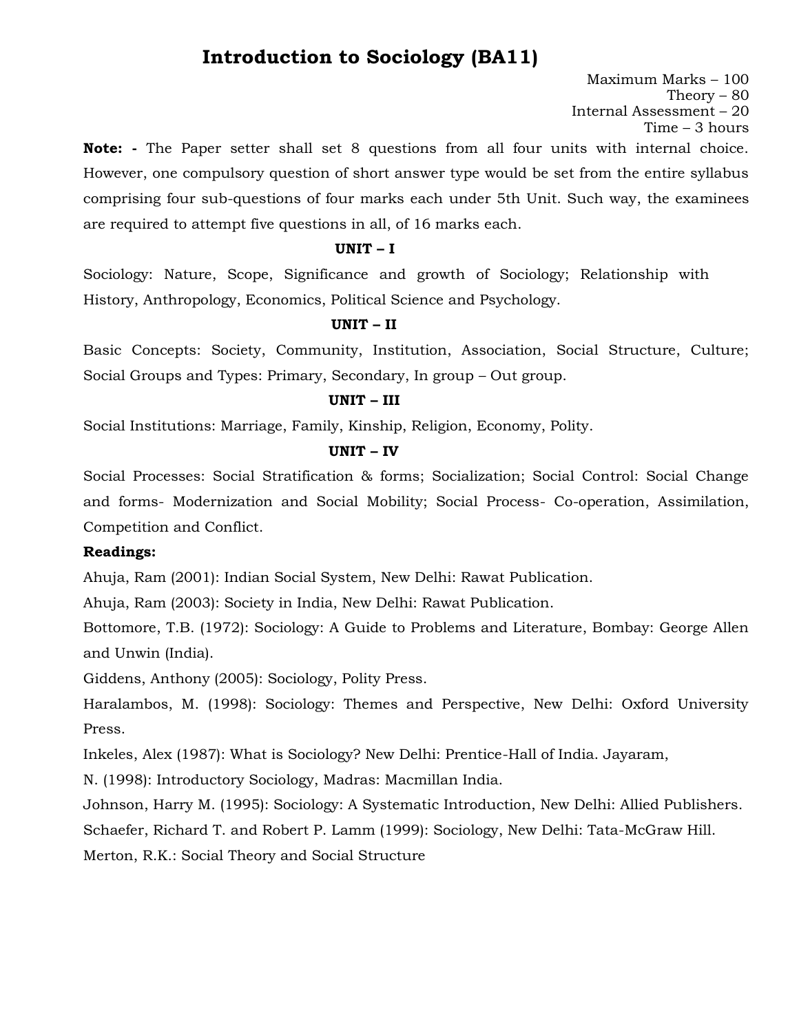# Introduction to Sociology (BA11)

Maximum Marks – 100
Theory – 80
Internal Assessment – 20
Time – 3 hours

**Note: -** The Paper setter shall set 8 questions from all four units with internal choice. However, one compulsory question of short answer type would be set from the entire syllabus comprising four sub-questions of four marks each under 5th Unit. Such way, the examinees are required to attempt five questions in all, of 16 marks each.

**UNIT – I**

Sociology: Nature, Scope, Significance and growth of Sociology; Relationship with History, Anthropology, Economics, Political Science and Psychology.

**UNIT – II**

Basic Concepts: Society, Community, Institution, Association, Social Structure, Culture; Social Groups and Types: Primary, Secondary, In group – Out group.

**UNIT – III**

Social Institutions: Marriage, Family, Kinship, Religion, Economy, Polity.

**UNIT – IV**

Social Processes: Social Stratification & forms; Socialization; Social Control: Social Change and forms- Modernization and Social Mobility; Social Process- Co-operation, Assimilation, Competition and Conflict.

**Readings:**

Ahuja, Ram (2001): Indian Social System, New Delhi: Rawat Publication.

Ahuja, Ram (2003): Society in India, New Delhi: Rawat Publication.

Bottomore, T.B. (1972): Sociology: A Guide to Problems and Literature, Bombay: George Allen and Unwin (India).

Giddens, Anthony (2005): Sociology, Polity Press.

Haralambos, M. (1998): Sociology: Themes and Perspective, New Delhi: Oxford University Press.

Inkeles, Alex (1987): What is Sociology? New Delhi: Prentice-Hall of India. Jayaram,

N. (1998): Introductory Sociology, Madras: Macmillan India.

Johnson, Harry M. (1995): Sociology: A Systematic Introduction, New Delhi: Allied Publishers.

Schaefer, Richard T. and Robert P. Lamm (1999): Sociology, New Delhi: Tata-McGraw Hill.

Merton, R.K.: Social Theory and Social Structure